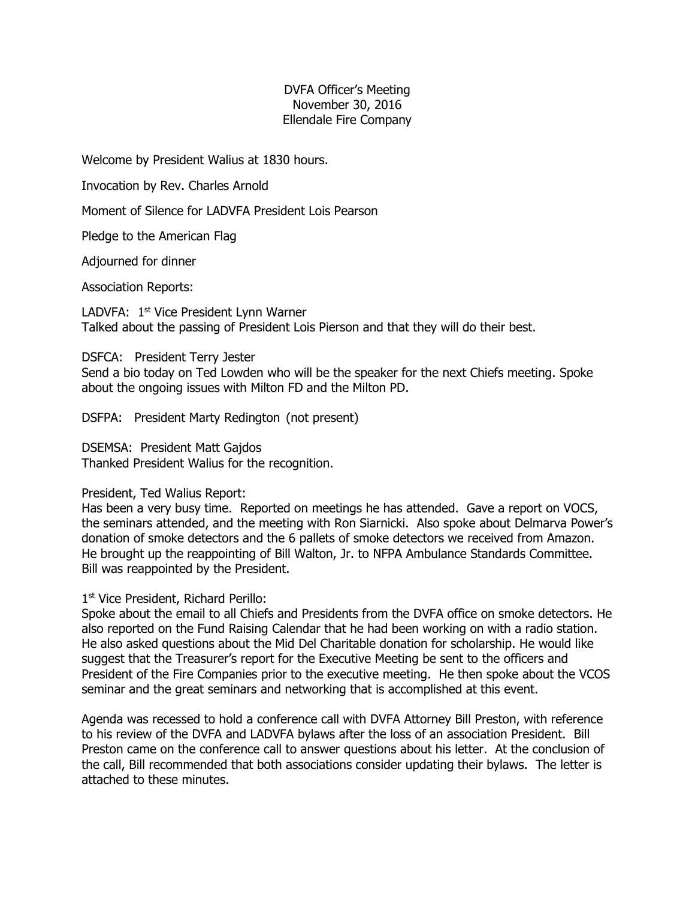DVFA Officer's Meeting
November 30, 2016
Ellendale Fire Company

Welcome by President Walius at 1830 hours.

Invocation by Rev. Charles Arnold

Moment of Silence for LADVFA President Lois Pearson

Pledge to the American Flag

Adjourned for dinner

Association Reports:

LADVFA: 1st Vice President Lynn Warner
Talked about the passing of President Lois Pierson and that they will do their best.

DSFCA: President Terry Jester
Send a bio today on Ted Lowden who will be the speaker for the next Chiefs meeting. Spoke about the ongoing issues with Milton FD and the Milton PD.

DSFPA: President Marty Redington (not present)

DSEMSA: President Matt Gajdos
Thanked President Walius for the recognition.

President, Ted Walius Report:
Has been a very busy time. Reported on meetings he has attended. Gave a report on VOCS, the seminars attended, and the meeting with Ron Siarnicki. Also spoke about Delmarva Power's donation of smoke detectors and the 6 pallets of smoke detectors we received from Amazon. He brought up the reappointing of Bill Walton, Jr. to NFPA Ambulance Standards Committee. Bill was reappointed by the President.

1st Vice President, Richard Perillo:
Spoke about the email to all Chiefs and Presidents from the DVFA office on smoke detectors. He also reported on the Fund Raising Calendar that he had been working on with a radio station. He also asked questions about the Mid Del Charitable donation for scholarship. He would like suggest that the Treasurer's report for the Executive Meeting be sent to the officers and President of the Fire Companies prior to the executive meeting. He then spoke about the VCOS seminar and the great seminars and networking that is accomplished at this event.

Agenda was recessed to hold a conference call with DVFA Attorney Bill Preston, with reference to his review of the DVFA and LADVFA bylaws after the loss of an association President. Bill Preston came on the conference call to answer questions about his letter. At the conclusion of the call, Bill recommended that both associations consider updating their bylaws. The letter is attached to these minutes.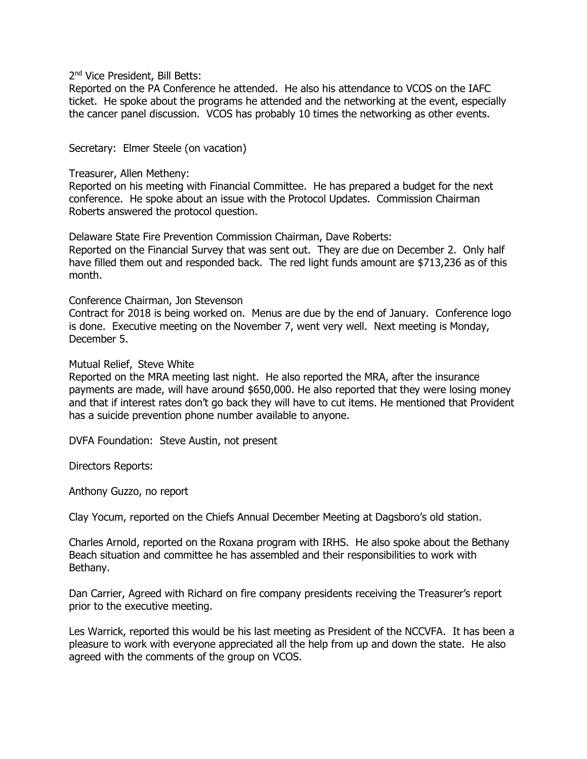2nd Vice President, Bill Betts:
Reported on the PA Conference he attended. He also his attendance to VCOS on the IAFC ticket. He spoke about the programs he attended and the networking at the event, especially the cancer panel discussion. VCOS has probably 10 times the networking as other events.

Secretary: Elmer Steele (on vacation)

Treasurer, Allen Metheny:
Reported on his meeting with Financial Committee. He has prepared a budget for the next conference. He spoke about an issue with the Protocol Updates. Commission Chairman Roberts answered the protocol question.

Delaware State Fire Prevention Commission Chairman, Dave Roberts:
Reported on the Financial Survey that was sent out. They are due on December 2. Only half have filled them out and responded back. The red light funds amount are $713,236 as of this month.

Conference Chairman, Jon Stevenson
Contract for 2018 is being worked on. Menus are due by the end of January. Conference logo is done. Executive meeting on the November 7, went very well. Next meeting is Monday, December 5.

Mutual Relief, Steve White
Reported on the MRA meeting last night. He also reported the MRA, after the insurance payments are made, will have around $650,000. He also reported that they were losing money and that if interest rates don't go back they will have to cut items. He mentioned that Provident has a suicide prevention phone number available to anyone.

DVFA Foundation: Steve Austin, not present

Directors Reports:

Anthony Guzzo, no report

Clay Yocum, reported on the Chiefs Annual December Meeting at Dagsboro's old station.

Charles Arnold, reported on the Roxana program with IRHS. He also spoke about the Bethany Beach situation and committee he has assembled and their responsibilities to work with Bethany.

Dan Carrier, Agreed with Richard on fire company presidents receiving the Treasurer's report prior to the executive meeting.

Les Warrick, reported this would be his last meeting as President of the NCCVFA. It has been a pleasure to work with everyone appreciated all the help from up and down the state. He also agreed with the comments of the group on VCOS.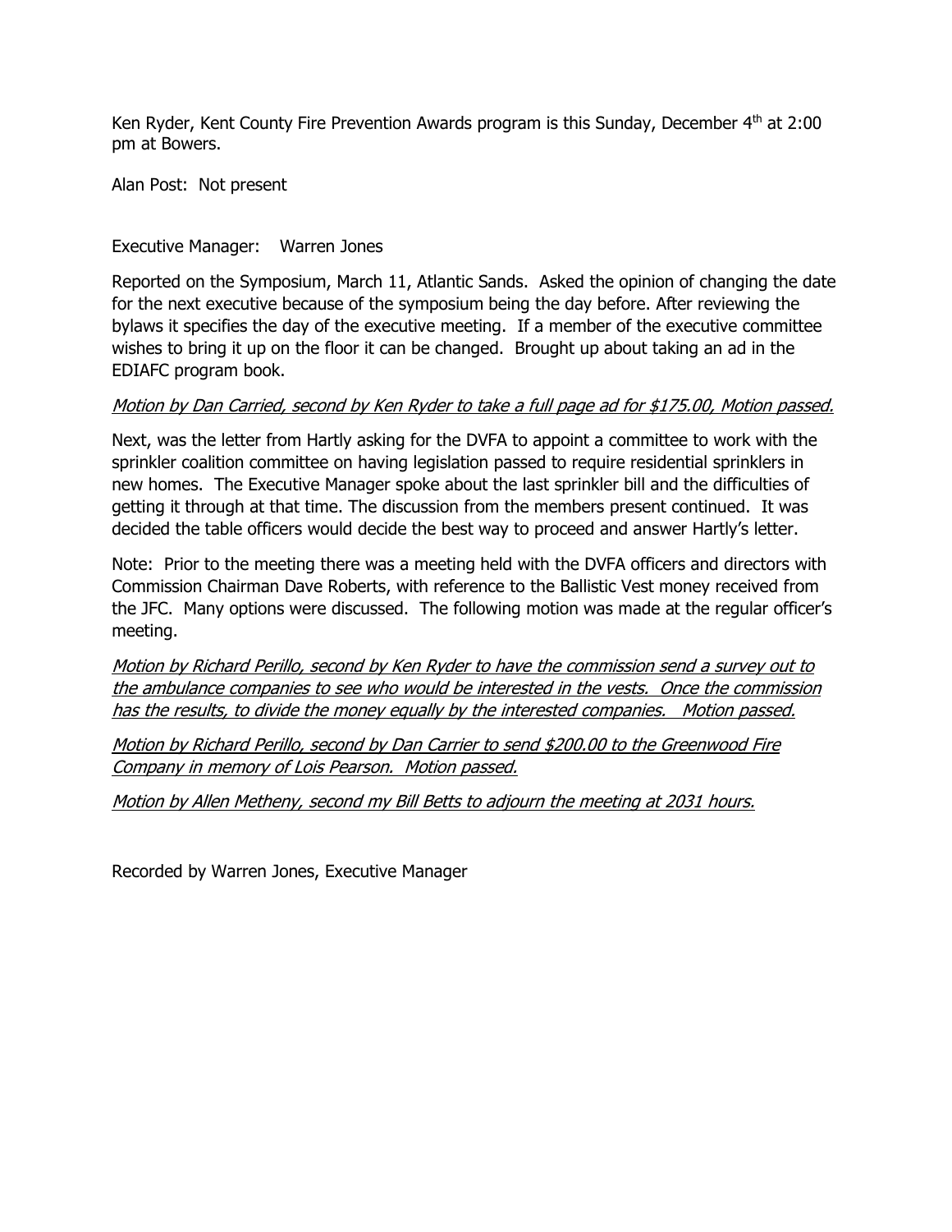Ken Ryder, Kent County Fire Prevention Awards program is this Sunday, December 4th at 2:00 pm at Bowers.

Alan Post: Not present

Executive Manager: Warren Jones

Reported on the Symposium, March 11, Atlantic Sands. Asked the opinion of changing the date for the next executive because of the symposium being the day before. After reviewing the bylaws it specifies the day of the executive meeting. If a member of the executive committee wishes to bring it up on the floor it can be changed. Brought up about taking an ad in the EDIAFC program book.

*Motion by Dan Carried, second by Ken Ryder to take a full page ad for $175.00, Motion passed.*

Next, was the letter from Hartly asking for the DVFA to appoint a committee to work with the sprinkler coalition committee on having legislation passed to require residential sprinklers in new homes. The Executive Manager spoke about the last sprinkler bill and the difficulties of getting it through at that time. The discussion from the members present continued. It was decided the table officers would decide the best way to proceed and answer Hartly's letter.

Note: Prior to the meeting there was a meeting held with the DVFA officers and directors with Commission Chairman Dave Roberts, with reference to the Ballistic Vest money received from the JFC. Many options were discussed. The following motion was made at the regular officer's meeting.

*Motion by Richard Perillo, second by Ken Ryder to have the commission send a survey out to the ambulance companies to see who would be interested in the vests. Once the commission has the results, to divide the money equally by the interested companies. Motion passed.*

*Motion by Richard Perillo, second by Dan Carrier to send $200.00 to the Greenwood Fire Company in memory of Lois Pearson. Motion passed.*

*Motion by Allen Metheny, second my Bill Betts to adjourn the meeting at 2031 hours.*

Recorded by Warren Jones, Executive Manager